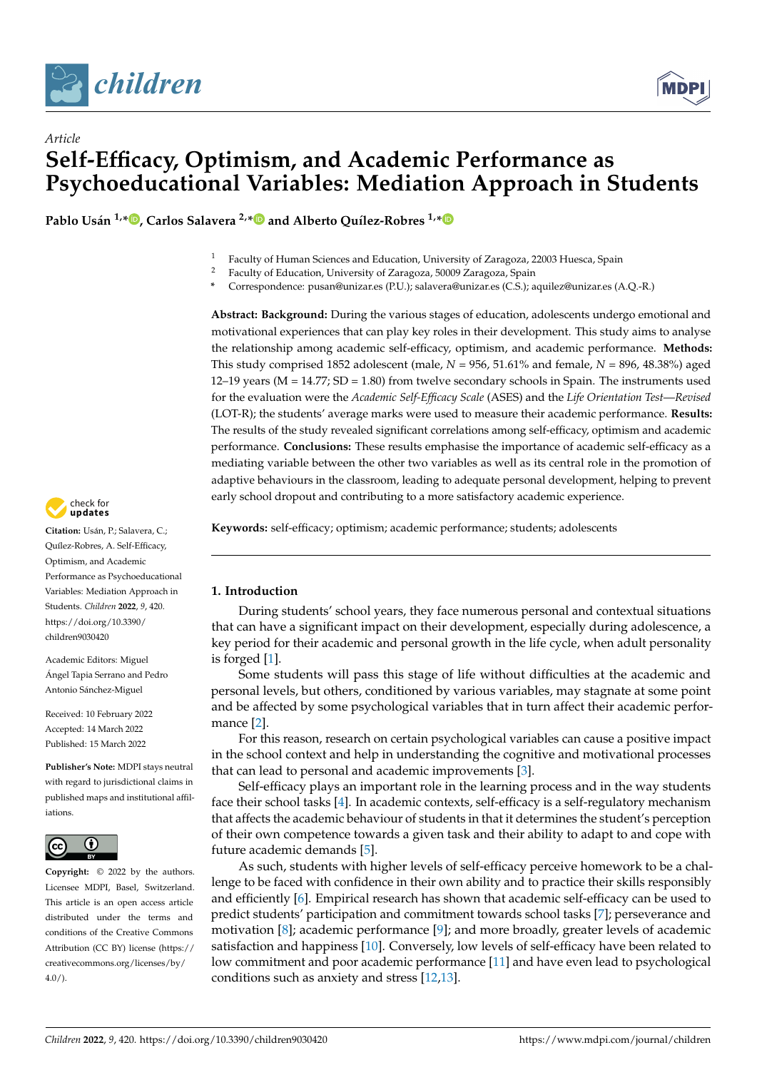Article

# Self-Efficacy, Optimism, and Academic Performance as Psychoeducational Variables: Mediation Approach in Students

**Pablo Usán [1,*], Carlos Salavera [2,*] and Alberto Quílez-Robres [1,*]**

[1] Faculty of Human Sciences and Education, University of Zaragoza, 22003 Huesca, Spain
[2] Faculty of Education, University of Zaragoza, 50009 Zaragoza, Spain
* Correspondence: pusan@unizar.es (P.U.); salavera@unizar.es (C.S.); aquilez@unizar.es (A.Q.-R.)

**Abstract: Background:** During the various stages of education, adolescents undergo emotional and motivational experiences that can play key roles in their development. This study aims to analyse the relationship among academic self-efficacy, optimism, and academic performance. **Methods:** This study comprised 1852 adolescent (male, *N* = 956, 51.61% and female, *N* = 896, 48.38%) aged 12–19 years (M = 14.77; SD = 1.80) from twelve secondary schools in Spain. The instruments used for the evaluation were the *Academic Self-Efficacy Scale* (ASES) and the *Life Orientation Test—Revised* (LOT-R); the students' average marks were used to measure their academic performance. **Results:** The results of the study revealed significant correlations among self-efficacy, optimism and academic performance. **Conclusions:** These results emphasise the importance of academic self-efficacy as a mediating variable between the other two variables as well as its central role in the promotion of adaptive behaviours in the classroom, leading to adequate personal development, helping to prevent early school dropout and contributing to a more satisfactory academic experience.

**Keywords:** self-efficacy; optimism; academic performance; students; adolescents

**Citation:** Usán, P.; Salavera, C.; Quílez-Robres, A. Self-Efficacy, Optimism, and Academic Performance as Psychoeducational Variables: Mediation Approach in Students. *Children* **2022**, *9*, 420. https://doi.org/10.3390/children9030420

Academic Editors: Miguel Ángel Tapia Serrano and Pedro Antonio Sánchez-Miguel

Received: 10 February 2022
Accepted: 14 March 2022
Published: 15 March 2022

**Publisher's Note:** MDPI stays neutral with regard to jurisdictional claims in published maps and institutional affiliations.

**Copyright:** © 2022 by the authors. Licensee MDPI, Basel, Switzerland. This article is an open access article distributed under the terms and conditions of the Creative Commons Attribution (CC BY) license (https://creativecommons.org/licenses/by/4.0/).

## 1. Introduction

During students' school years, they face numerous personal and contextual situations that can have a significant impact on their development, especially during adolescence, a key period for their academic and personal growth in the life cycle, when adult personality is forged [1].

Some students will pass this stage of life without difficulties at the academic and personal levels, but others, conditioned by various variables, may stagnate at some point and be affected by some psychological variables that in turn affect their academic performance [2].

For this reason, research on certain psychological variables can cause a positive impact in the school context and help in understanding the cognitive and motivational processes that can lead to personal and academic improvements [3].

Self-efficacy plays an important role in the learning process and in the way students face their school tasks [4]. In academic contexts, self-efficacy is a self-regulatory mechanism that affects the academic behaviour of students in that it determines the student's perception of their own competence towards a given task and their ability to adapt to and cope with future academic demands [5].

As such, students with higher levels of self-efficacy perceive homework to be a challenge to be faced with confidence in their own ability and to practice their skills responsibly and efficiently [6]. Empirical research has shown that academic self-efficacy can be used to predict students' participation and commitment towards school tasks [7]; perseverance and motivation [8]; academic performance [9]; and more broadly, greater levels of academic satisfaction and happiness [10]. Conversely, low levels of self-efficacy have been related to low commitment and poor academic performance [11] and have even lead to psychological conditions such as anxiety and stress [12,13].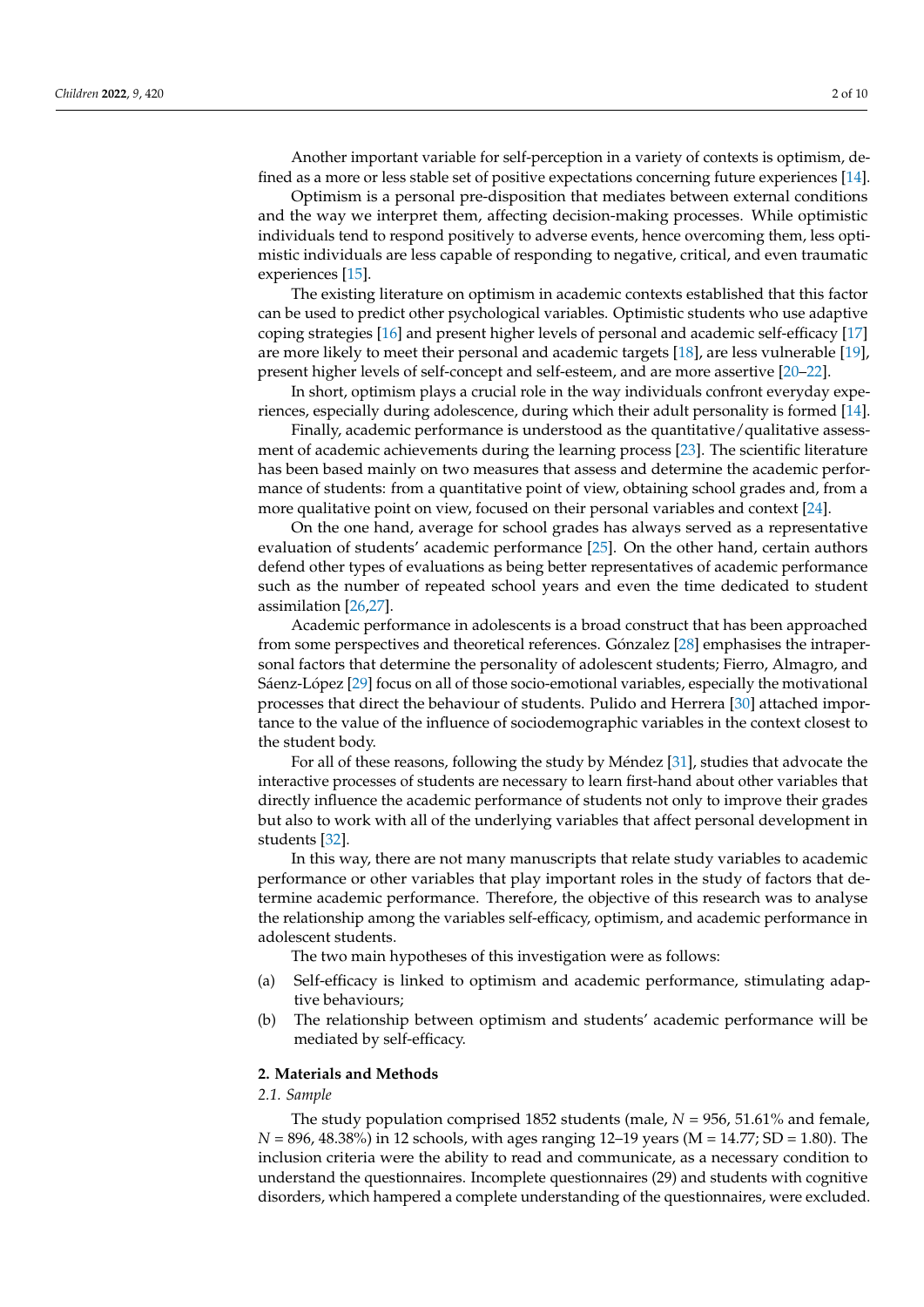Another important variable for self-perception in a variety of contexts is optimism, defined as a more or less stable set of positive expectations concerning future experiences [14].

Optimism is a personal pre-disposition that mediates between external conditions and the way we interpret them, affecting decision-making processes. While optimistic individuals tend to respond positively to adverse events, hence overcoming them, less optimistic individuals are less capable of responding to negative, critical, and even traumatic experiences [15].

The existing literature on optimism in academic contexts established that this factor can be used to predict other psychological variables. Optimistic students who use adaptive coping strategies [16] and present higher levels of personal and academic self-efficacy [17] are more likely to meet their personal and academic targets [18], are less vulnerable [19], present higher levels of self-concept and self-esteem, and are more assertive [20–22].

In short, optimism plays a crucial role in the way individuals confront everyday experiences, especially during adolescence, during which their adult personality is formed [14].

Finally, academic performance is understood as the quantitative/qualitative assessment of academic achievements during the learning process [23]. The scientific literature has been based mainly on two measures that assess and determine the academic performance of students: from a quantitative point of view, obtaining school grades and, from a more qualitative point on view, focused on their personal variables and context [24].

On the one hand, average for school grades has always served as a representative evaluation of students' academic performance [25]. On the other hand, certain authors defend other types of evaluations as being better representatives of academic performance such as the number of repeated school years and even the time dedicated to student assimilation [26,27].

Academic performance in adolescents is a broad construct that has been approached from some perspectives and theoretical references. Gónzalez [28] emphasises the intrapersonal factors that determine the personality of adolescent students; Fierro, Almagro, and Sáenz-López [29] focus on all of those socio-emotional variables, especially the motivational processes that direct the behaviour of students. Pulido and Herrera [30] attached importance to the value of the influence of sociodemographic variables in the context closest to the student body.

For all of these reasons, following the study by Méndez [31], studies that advocate the interactive processes of students are necessary to learn first-hand about other variables that directly influence the academic performance of students not only to improve their grades but also to work with all of the underlying variables that affect personal development in students [32].

In this way, there are not many manuscripts that relate study variables to academic performance or other variables that play important roles in the study of factors that determine academic performance. Therefore, the objective of this research was to analyse the relationship among the variables self-efficacy, optimism, and academic performance in adolescent students.

The two main hypotheses of this investigation were as follows:

(a) Self-efficacy is linked to optimism and academic performance, stimulating adaptive behaviours;

(b) The relationship between optimism and students' academic performance will be mediated by self-efficacy.

## 2. Materials and Methods

### 2.1. Sample

The study population comprised 1852 students (male, *N* = 956, 51.61% and female, *N* = 896, 48.38%) in 12 schools, with ages ranging 12–19 years (M = 14.77; SD = 1.80). The inclusion criteria were the ability to read and communicate, as a necessary condition to understand the questionnaires. Incomplete questionnaires (29) and students with cognitive disorders, which hampered a complete understanding of the questionnaires, were excluded.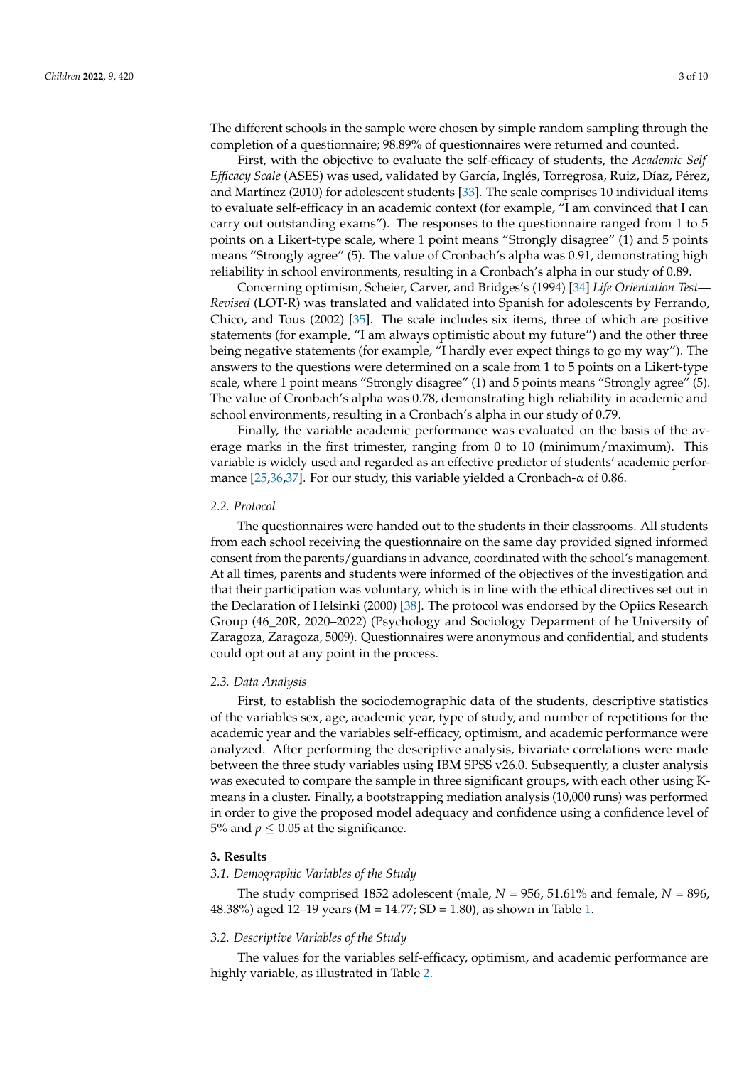The different schools in the sample were chosen by simple random sampling through the completion of a questionnaire; 98.89% of questionnaires were returned and counted.

First, with the objective to evaluate the self-efficacy of students, the *Academic Self-Efficacy Scale* (ASES) was used, validated by García, Inglés, Torregrosa, Ruiz, Díaz, Pérez, and Martínez (2010) for adolescent students [33]. The scale comprises 10 individual items to evaluate self-efficacy in an academic context (for example, "I am convinced that I can carry out outstanding exams"). The responses to the questionnaire ranged from 1 to 5 points on a Likert-type scale, where 1 point means "Strongly disagree" (1) and 5 points means "Strongly agree" (5). The value of Cronbach's alpha was 0.91, demonstrating high reliability in school environments, resulting in a Cronbach's alpha in our study of 0.89.

Concerning optimism, Scheier, Carver, and Bridges's (1994) [34] *Life Orientation Test—Revised* (LOT-R) was translated and validated into Spanish for adolescents by Ferrando, Chico, and Tous (2002) [35]. The scale includes six items, three of which are positive statements (for example, "I am always optimistic about my future") and the other three being negative statements (for example, "I hardly ever expect things to go my way"). The answers to the questions were determined on a scale from 1 to 5 points on a Likert-type scale, where 1 point means "Strongly disagree" (1) and 5 points means "Strongly agree" (5). The value of Cronbach's alpha was 0.78, demonstrating high reliability in academic and school environments, resulting in a Cronbach's alpha in our study of 0.79.

Finally, the variable academic performance was evaluated on the basis of the average marks in the first trimester, ranging from 0 to 10 (minimum/maximum). This variable is widely used and regarded as an effective predictor of students' academic performance [25,36,37]. For our study, this variable yielded a Cronbach-$\alpha$ of 0.86.

### 2.2. Protocol

The questionnaires were handed out to the students in their classrooms. All students from each school receiving the questionnaire on the same day provided signed informed consent from the parents/guardians in advance, coordinated with the school's management. At all times, parents and students were informed of the objectives of the investigation and that their participation was voluntary, which is in line with the ethical directives set out in the Declaration of Helsinki (2000) [38]. The protocol was endorsed by the Opiics Research Group (46_20R, 2020–2022) (Psychology and Sociology Deparment of he University of Zaragoza, Zaragoza, 5009). Questionnaires were anonymous and confidential, and students could opt out at any point in the process.

### 2.3. Data Analysis

First, to establish the sociodemographic data of the students, descriptive statistics of the variables sex, age, academic year, type of study, and number of repetitions for the academic year and the variables self-efficacy, optimism, and academic performance were analyzed. After performing the descriptive analysis, bivariate correlations were made between the three study variables using IBM SPSS v26.0. Subsequently, a cluster analysis was executed to compare the sample in three significant groups, with each other using K-means in a cluster. Finally, a bootstrapping mediation analysis (10,000 runs) was performed in order to give the proposed model adequacy and confidence using a confidence level of 5% and $p \leq 0.05$ at the significance.

## 3. Results

### 3.1. Demographic Variables of the Study

The study comprised 1852 adolescent (male, $N = 956$, 51.61% and female, $N = 896$, 48.38%) aged 12–19 years ($M = 14.77$; $SD = 1.80$), as shown in Table 1.

### 3.2. Descriptive Variables of the Study

The values for the variables self-efficacy, optimism, and academic performance are highly variable, as illustrated in Table 2.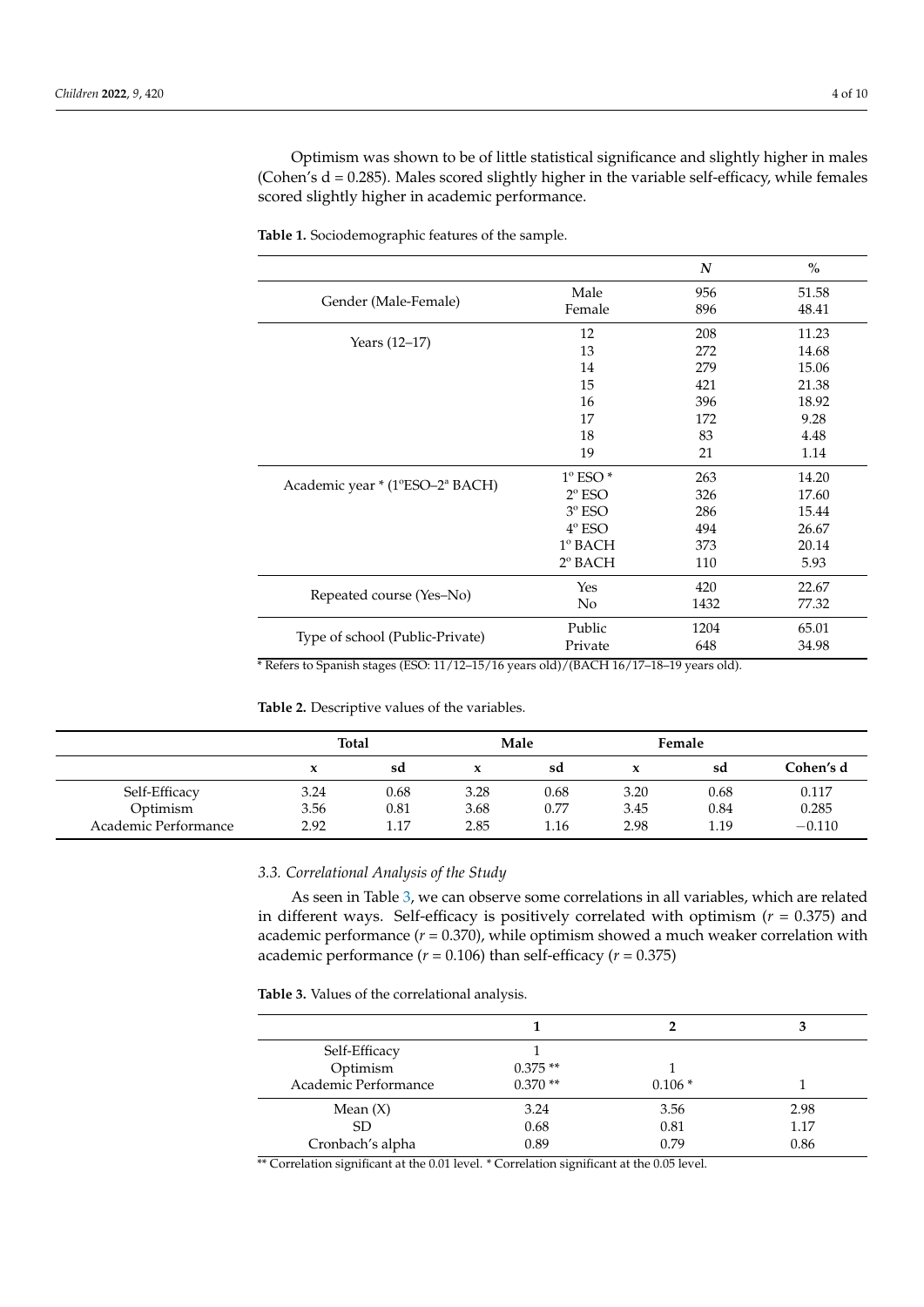Optimism was shown to be of little statistical significance and slightly higher in males (Cohen's d = 0.285). Males scored slightly higher in the variable self-efficacy, while females scored slightly higher in academic performance.

**Table 1.** Sociodemographic features of the sample.

| | | *N* | % |
|---|---|---|---|
| Gender (Male-Female) | Male | 956 | 51.58 |
| | Female | 896 | 48.41 |
| Years (12–17) | 12 | 208 | 11.23 |
| | 13 | 272 | 14.68 |
| | 14 | 279 | 15.06 |
| | 15 | 421 | 21.38 |
| | 16 | 396 | 18.92 |
| | 17 | 172 | 9.28 |
| | 18 | 83 | 4.48 |
| | 19 | 21 | 1.14 |
| Academic year * (1ºESO–2ª BACH) | 1º ESO * | 263 | 14.20 |
| | 2º ESO | 326 | 17.60 |
| | 3º ESO | 286 | 15.44 |
| | 4º ESO | 494 | 26.67 |
| | 1º BACH | 373 | 20.14 |
| | 2º BACH | 110 | 5.93 |
| Repeated course (Yes–No) | Yes | 420 | 22.67 |
| | No | 1432 | 77.32 |
| Type of school (Public-Private) | Public | 1204 | 65.01 |
| | Private | 648 | 34.98 |

* Refers to Spanish stages (ESO: 11/12–15/16 years old)/(BACH 16/17–18–19 years old).

**Table 2.** Descriptive values of the variables.

| | Total | | Male | | Female | | |
|---|---|---|---|---|---|---|---|
| | **x** | **sd** | **x** | **sd** | **x** | **sd** | **Cohen's d** |
| Self-Efficacy | 3.24 | 0.68 | 3.28 | 0.68 | 3.20 | 0.68 | 0.117 |
| Optimism | 3.56 | 0.81 | 3.68 | 0.77 | 3.45 | 0.84 | 0.285 |
| Academic Performance | 2.92 | 1.17 | 2.85 | 1.16 | 2.98 | 1.19 | −0.110 |

### *3.3. Correlational Analysis of the Study*

As seen in Table 3, we can observe some correlations in all variables, which are related in different ways. Self-efficacy is positively correlated with optimism ($r$ = 0.375) and academic performance ($r$ = 0.370), while optimism showed a much weaker correlation with academic performance ($r$ = 0.106) than self-efficacy ($r$ = 0.375)

**Table 3.** Values of the correlational analysis.

| | 1 | 2 | 3 |
|---|---|---|---|
| Self-Efficacy | 1 | | |
| Optimism | 0.375 ** | 1 | |
| Academic Performance | 0.370 ** | 0.106 * | 1 |
| Mean (X) | 3.24 | 3.56 | 2.98 |
| SD | 0.68 | 0.81 | 1.17 |
| Cronbach's alpha | 0.89 | 0.79 | 0.86 |

** Correlation significant at the 0.01 level. * Correlation significant at the 0.05 level.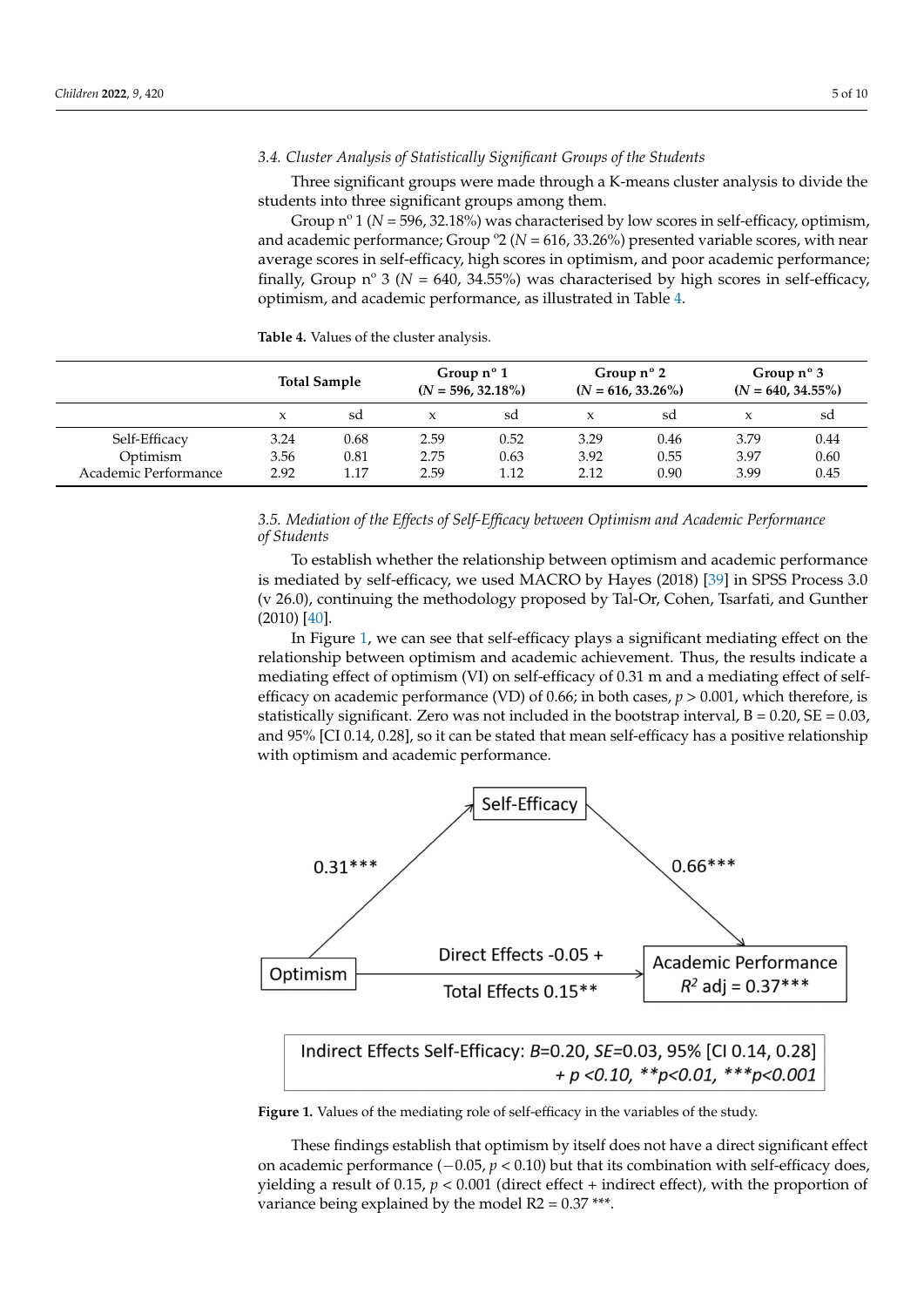### 3.4. Cluster Analysis of Statistically Significant Groups of the Students

Three significant groups were made through a K-means cluster analysis to divide the students into three significant groups among them.

Group nº 1 (*N* = 596, 32.18%) was characterised by low scores in self-efficacy, optimism, and academic performance; Group º2 (*N* = 616, 33.26%) presented variable scores, with near average scores in self-efficacy, high scores in optimism, and poor academic performance; finally, Group nº 3 (*N* = 640, 34.55%) was characterised by high scores in self-efficacy, optimism, and academic performance, as illustrated in Table 4.

**Table 4.** Values of the cluster analysis.

| | Total Sample | | Group nº 1 (*N* = 596, 32.18%) | | Group nº 2 (*N* = 616, 33.26%) | | Group nº 3 (*N* = 640, 34.55%) | |
|---|---|---|---|---|---|---|---|---|
| | x | sd | x | sd | x | sd | x | sd |
| Self-Efficacy | 3.24 | 0.68 | 2.59 | 0.52 | 3.29 | 0.46 | 3.79 | 0.44 |
| Optimism | 3.56 | 0.81 | 2.75 | 0.63 | 3.92 | 0.55 | 3.97 | 0.60 |
| Academic Performance | 2.92 | 1.17 | 2.59 | 1.12 | 2.12 | 0.90 | 3.99 | 0.45 |

### 3.5. Mediation of the Effects of Self-Efficacy between Optimism and Academic Performance of Students

To establish whether the relationship between optimism and academic performance is mediated by self-efficacy, we used MACRO by Hayes (2018) [39] in SPSS Process 3.0 (v 26.0), continuing the methodology proposed by Tal-Or, Cohen, Tsarfati, and Gunther (2010) [40].

In Figure 1, we can see that self-efficacy plays a significant mediating effect on the relationship between optimism and academic achievement. Thus, the results indicate a mediating effect of optimism (VI) on self-efficacy of 0.31 m and a mediating effect of self-efficacy on academic performance (VD) of 0.66; in both cases, $p > 0.001$, which therefore, is statistically significant. Zero was not included in the bootstrap interval, B = 0.20, SE = 0.03, and 95% [CI 0.14, 0.28], so it can be stated that mean self-efficacy has a positive relationship with optimism and academic performance.

**Figure 1.** Values of the mediating role of self-efficacy in the variables of the study.

These findings establish that optimism by itself does not have a direct significant effect on academic performance (−0.05, $p < 0.10$) but that its combination with self-efficacy does, yielding a result of 0.15, $p < 0.001$ (direct effect + indirect effect), with the proportion of variance being explained by the model R2 = 0.37 ***.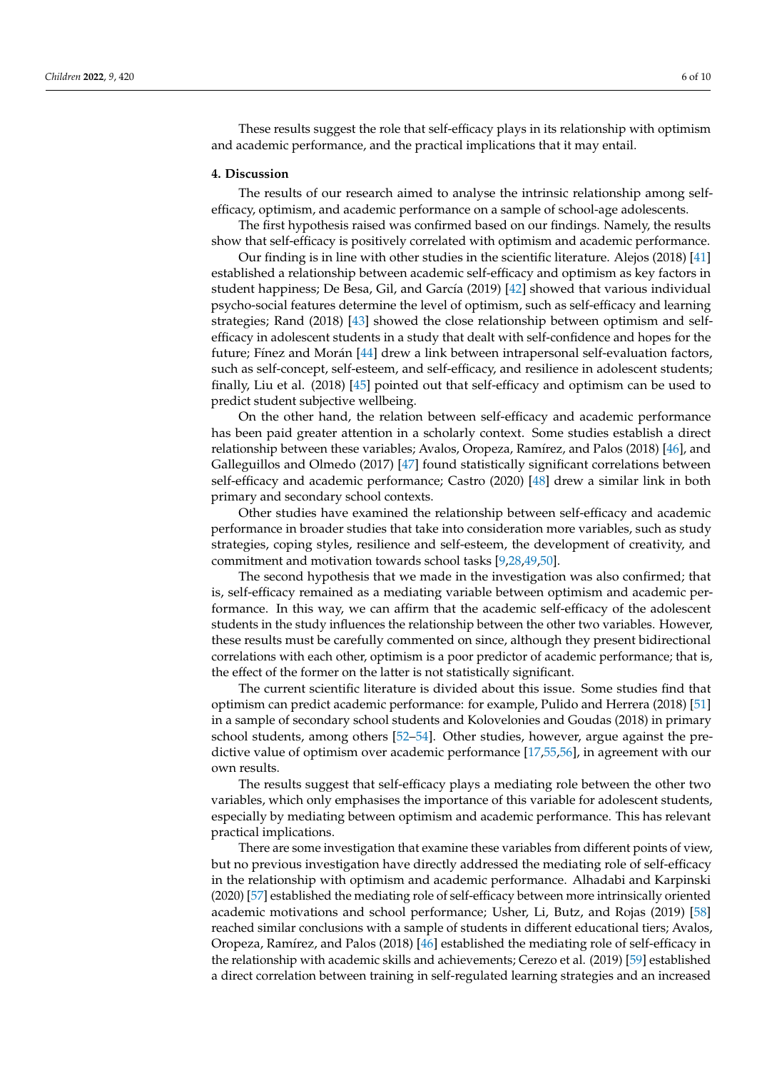These results suggest the role that self-efficacy plays in its relationship with optimism and academic performance, and the practical implications that it may entail.

## 4. Discussion

The results of our research aimed to analyse the intrinsic relationship among self-efficacy, optimism, and academic performance on a sample of school-age adolescents.

The first hypothesis raised was confirmed based on our findings. Namely, the results show that self-efficacy is positively correlated with optimism and academic performance.

Our finding is in line with other studies in the scientific literature. Alejos (2018) [41] established a relationship between academic self-efficacy and optimism as key factors in student happiness; De Besa, Gil, and García (2019) [42] showed that various individual psycho-social features determine the level of optimism, such as self-efficacy and learning strategies; Rand (2018) [43] showed the close relationship between optimism and self-efficacy in adolescent students in a study that dealt with self-confidence and hopes for the future; Fínez and Morán [44] drew a link between intrapersonal self-evaluation factors, such as self-concept, self-esteem, and self-efficacy, and resilience in adolescent students; finally, Liu et al. (2018) [45] pointed out that self-efficacy and optimism can be used to predict student subjective wellbeing.

On the other hand, the relation between self-efficacy and academic performance has been paid greater attention in a scholarly context. Some studies establish a direct relationship between these variables; Avalos, Oropeza, Ramírez, and Palos (2018) [46], and Galleguillos and Olmedo (2017) [47] found statistically significant correlations between self-efficacy and academic performance; Castro (2020) [48] drew a similar link in both primary and secondary school contexts.

Other studies have examined the relationship between self-efficacy and academic performance in broader studies that take into consideration more variables, such as study strategies, coping styles, resilience and self-esteem, the development of creativity, and commitment and motivation towards school tasks [9,28,49,50].

The second hypothesis that we made in the investigation was also confirmed; that is, self-efficacy remained as a mediating variable between optimism and academic performance. In this way, we can affirm that the academic self-efficacy of the adolescent students in the study influences the relationship between the other two variables. However, these results must be carefully commented on since, although they present bidirectional correlations with each other, optimism is a poor predictor of academic performance; that is, the effect of the former on the latter is not statistically significant.

The current scientific literature is divided about this issue. Some studies find that optimism can predict academic performance: for example, Pulido and Herrera (2018) [51] in a sample of secondary school students and Kolovelonies and Goudas (2018) in primary school students, among others [52–54]. Other studies, however, argue against the predictive value of optimism over academic performance [17,55,56], in agreement with our own results.

The results suggest that self-efficacy plays a mediating role between the other two variables, which only emphasises the importance of this variable for adolescent students, especially by mediating between optimism and academic performance. This has relevant practical implications.

There are some investigation that examine these variables from different points of view, but no previous investigation have directly addressed the mediating role of self-efficacy in the relationship with optimism and academic performance. Alhadabi and Karpinski (2020) [57] established the mediating role of self-efficacy between more intrinsically oriented academic motivations and school performance; Usher, Li, Butz, and Rojas (2019) [58] reached similar conclusions with a sample of students in different educational tiers; Avalos, Oropeza, Ramírez, and Palos (2018) [46] established the mediating role of self-efficacy in the relationship with academic skills and achievements; Cerezo et al. (2019) [59] established a direct correlation between training in self-regulated learning strategies and an increased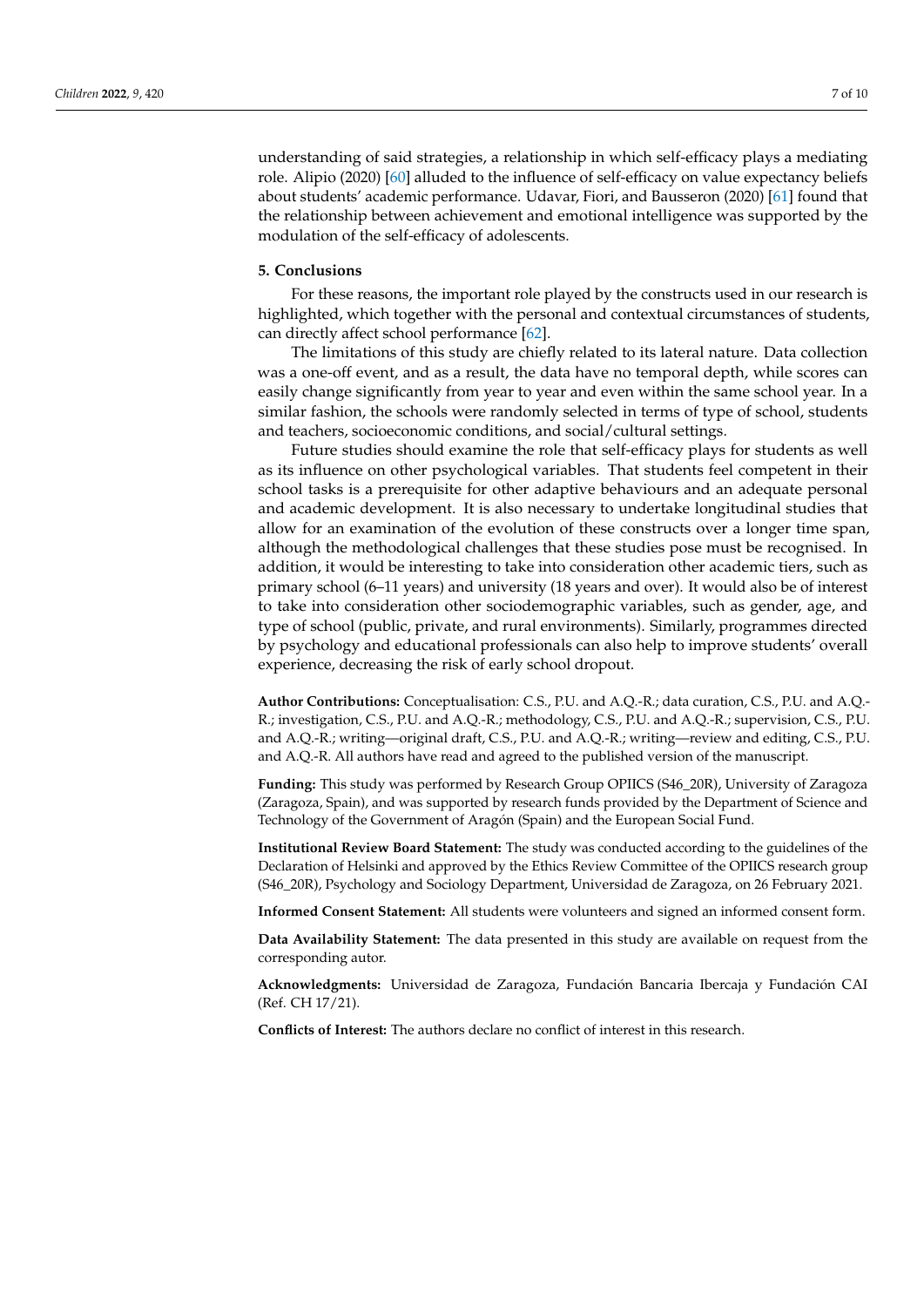understanding of said strategies, a relationship in which self-efficacy plays a mediating role. Alipio (2020) [60] alluded to the influence of self-efficacy on value expectancy beliefs about students' academic performance. Udavar, Fiori, and Bausseron (2020) [61] found that the relationship between achievement and emotional intelligence was supported by the modulation of the self-efficacy of adolescents.

## 5. Conclusions

For these reasons, the important role played by the constructs used in our research is highlighted, which together with the personal and contextual circumstances of students, can directly affect school performance [62].

The limitations of this study are chiefly related to its lateral nature. Data collection was a one-off event, and as a result, the data have no temporal depth, while scores can easily change significantly from year to year and even within the same school year. In a similar fashion, the schools were randomly selected in terms of type of school, students and teachers, socioeconomic conditions, and social/cultural settings.

Future studies should examine the role that self-efficacy plays for students as well as its influence on other psychological variables. That students feel competent in their school tasks is a prerequisite for other adaptive behaviours and an adequate personal and academic development. It is also necessary to undertake longitudinal studies that allow for an examination of the evolution of these constructs over a longer time span, although the methodological challenges that these studies pose must be recognised. In addition, it would be interesting to take into consideration other academic tiers, such as primary school (6–11 years) and university (18 years and over). It would also be of interest to take into consideration other sociodemographic variables, such as gender, age, and type of school (public, private, and rural environments). Similarly, programmes directed by psychology and educational professionals can also help to improve students' overall experience, decreasing the risk of early school dropout.

**Author Contributions:** Conceptualisation: C.S., P.U. and A.Q.-R.; data curation, C.S., P.U. and A.Q.-R.; investigation, C.S., P.U. and A.Q.-R.; methodology, C.S., P.U. and A.Q.-R.; supervision, C.S., P.U. and A.Q.-R.; writing—original draft, C.S., P.U. and A.Q.-R.; writing—review and editing, C.S., P.U. and A.Q.-R. All authors have read and agreed to the published version of the manuscript.

**Funding:** This study was performed by Research Group OPIICS (S46_20R), University of Zaragoza (Zaragoza, Spain), and was supported by research funds provided by the Department of Science and Technology of the Government of Aragón (Spain) and the European Social Fund.

**Institutional Review Board Statement:** The study was conducted according to the guidelines of the Declaration of Helsinki and approved by the Ethics Review Committee of the OPIICS research group (S46_20R), Psychology and Sociology Department, Universidad de Zaragoza, on 26 February 2021.

**Informed Consent Statement:** All students were volunteers and signed an informed consent form.

**Data Availability Statement:** The data presented in this study are available on request from the corresponding autor.

**Acknowledgments:** Universidad de Zaragoza, Fundación Bancaria Ibercaja y Fundación CAI (Ref. CH 17/21).

**Conflicts of Interest:** The authors declare no conflict of interest in this research.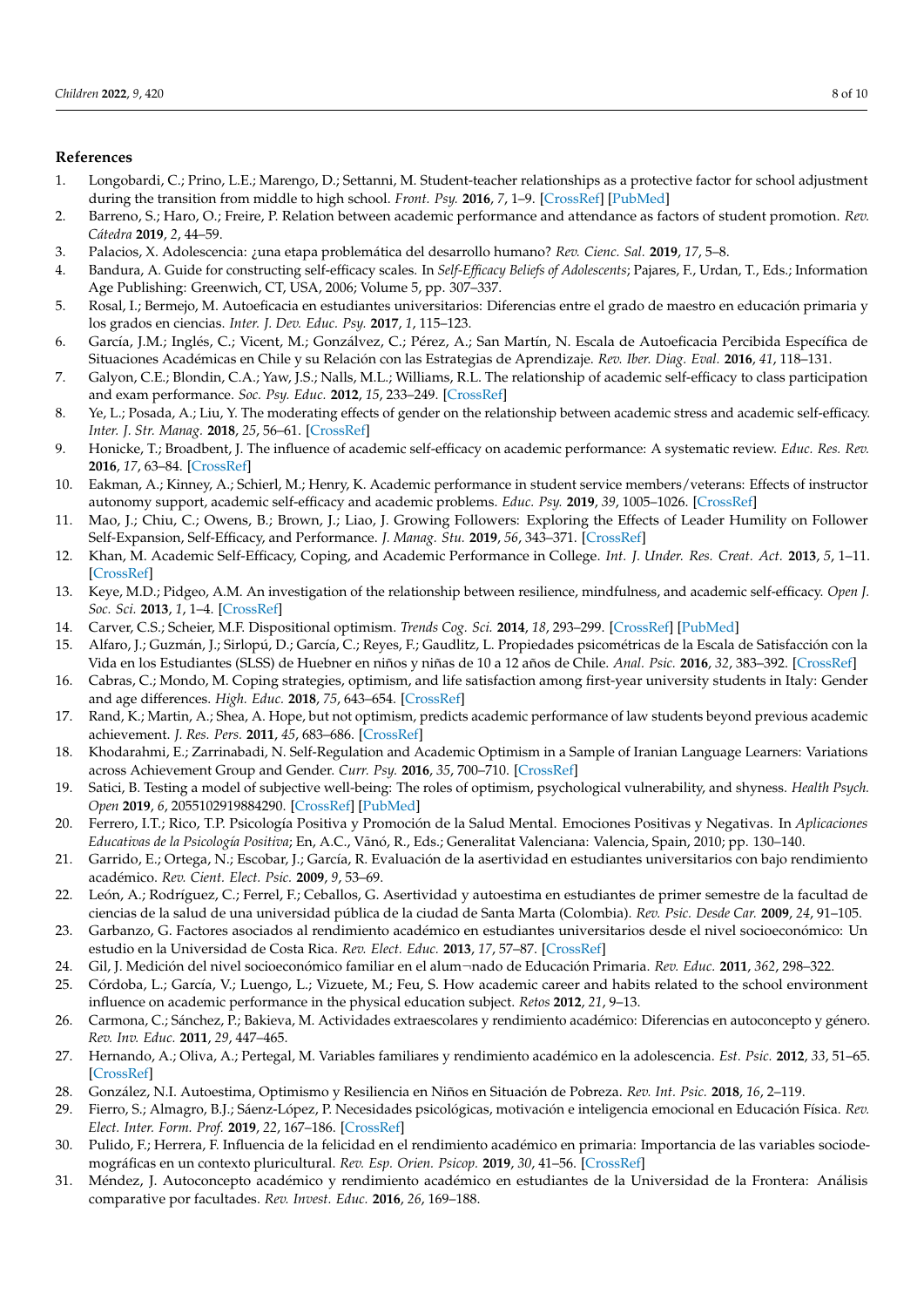## References

1. Longobardi, C.; Prino, L.E.; Marengo, D.; Settanni, M. Student-teacher relationships as a protective factor for school adjustment during the transition from middle to high school. *Front. Psy.* **2016**, *7*, 1–9. [CrossRef] [PubMed]
2. Barreno, S.; Haro, O.; Freire, P. Relation between academic performance and attendance as factors of student promotion. *Rev. Cátedra* **2019**, *2*, 44–59.
3. Palacios, X. Adolescencia: ¿una etapa problemática del desarrollo humano? *Rev. Cienc. Sal.* **2019**, *17*, 5–8.
4. Bandura, A. Guide for constructing self-efficacy scales. In *Self-Efficacy Beliefs of Adolescents*; Pajares, F., Urdan, T., Eds.; Information Age Publishing: Greenwich, CT, USA, 2006; Volume 5, pp. 307–337.
5. Rosal, I.; Bermejo, M. Autoeficacia en estudiantes universitarios: Diferencias entre el grado de maestro en educación primaria y los grados en ciencias. *Inter. J. Dev. Educ. Psy.* **2017**, *1*, 115–123.
6. García, J.M.; Inglés, C.; Vicent, M.; Gonzálvez, C.; Pérez, A.; San Martín, N. Escala de Autoeficacia Percibida Específica de Situaciones Académicas en Chile y su Relación con las Estrategias de Aprendizaje. *Rev. Iber. Diag. Eval.* **2016**, *41*, 118–131.
7. Galyon, C.E.; Blondin, C.A.; Yaw, J.S.; Nalls, M.L.; Williams, R.L. The relationship of academic self-efficacy to class participation and exam performance. *Soc. Psy. Educ.* **2012**, *15*, 233–249. [CrossRef]
8. Ye, L.; Posada, A.; Liu, Y. The moderating effects of gender on the relationship between academic stress and academic self-efficacy. *Inter. J. Str. Manag.* **2018**, *25*, 56–61. [CrossRef]
9. Honicke, T.; Broadbent, J. The influence of academic self-efficacy on academic performance: A systematic review. *Educ. Res. Rev.* **2016**, *17*, 63–84. [CrossRef]
10. Eakman, A.; Kinney, A.; Schierl, M.; Henry, K. Academic performance in student service members/veterans: Effects of instructor autonomy support, academic self-efficacy and academic problems. *Educ. Psy.* **2019**, *39*, 1005–1026. [CrossRef]
11. Mao, J.; Chiu, C.; Owens, B.; Brown, J.; Liao, J. Growing Followers: Exploring the Effects of Leader Humility on Follower Self-Expansion, Self-Efficacy, and Performance. *J. Manag. Stu.* **2019**, *56*, 343–371. [CrossRef]
12. Khan, M. Academic Self-Efficacy, Coping, and Academic Performance in College. *Int. J. Under. Res. Creat. Act.* **2013**, *5*, 1–11. [CrossRef]
13. Keye, M.D.; Pidgeo, A.M. An investigation of the relationship between resilience, mindfulness, and academic self-efficacy. *Open J. Soc. Sci.* **2013**, *1*, 1–4. [CrossRef]
14. Carver, C.S.; Scheier, M.F. Dispositional optimism. *Trends Cog. Sci.* **2014**, *18*, 293–299. [CrossRef] [PubMed]
15. Alfaro, J.; Guzmán, J.; Sirlopú, D.; García, C.; Reyes, F.; Gaudlitz, L. Propiedades psicométricas de la Escala de Satisfacción con la Vida en los Estudiantes (SLSS) de Huebner en niños y niñas de 10 a 12 años de Chile. *Anal. Psic.* **2016**, *32*, 383–392. [CrossRef]
16. Cabras, C.; Mondo, M. Coping strategies, optimism, and life satisfaction among first-year university students in Italy: Gender and age differences. *High. Educ.* **2018**, *75*, 643–654. [CrossRef]
17. Rand, K.; Martin, A.; Shea, A. Hope, but not optimism, predicts academic performance of law students beyond previous academic achievement. *J. Res. Pers.* **2011**, *45*, 683–686. [CrossRef]
18. Khodarahmi, E.; Zarrinabadi, N. Self-Regulation and Academic Optimism in a Sample of Iranian Language Learners: Variations across Achievement Group and Gender. *Curr. Psy.* **2016**, *35*, 700–710. [CrossRef]
19. Satici, B. Testing a model of subjective well-being: The roles of optimism, psychological vulnerability, and shyness. *Health Psych. Open* **2019**, *6*, 2055102919884290. [CrossRef] [PubMed]
20. Ferrero, I.T.; Rico, T.P. Psicología Positiva y Promoción de la Salud Mental. Emociones Positivas y Negativas. In *Aplicaciones Educativas de la Psicología Positiva*; En, A.C., Vãnó, R., Eds.; Generalitat Valenciana: Valencia, Spain, 2010; pp. 130–140.
21. Garrido, E.; Ortega, N.; Escobar, J.; García, R. Evaluación de la asertividad en estudiantes universitarios con bajo rendimiento académico. *Rev. Cient. Elect. Psic.* **2009**, *9*, 53–69.
22. León, A.; Rodríguez, C.; Ferrel, F.; Ceballos, G. Asertividad y autoestima en estudiantes de primer semestre de la facultad de ciencias de la salud de una universidad pública de la ciudad de Santa Marta (Colombia). *Rev. Psic. Desde Car.* **2009**, *24*, 91–105.
23. Garbanzo, G. Factores asociados al rendimiento académico en estudiantes universitarios desde el nivel socioeconómico: Un estudio en la Universidad de Costa Rica. *Rev. Elect. Educ.* **2013**, *17*, 57–87. [CrossRef]
24. Gil, J. Medición del nivel socioeconómico familiar en el alum¬nado de Educación Primaria. *Rev. Educ.* **2011**, *362*, 298–322.
25. Córdoba, L.; García, V.; Luengo, L.; Vizuete, M.; Feu, S. How academic career and habits related to the school environment influence on academic performance in the physical education subject. *Retos* **2012**, *21*, 9–13.
26. Carmona, C.; Sánchez, P.; Bakieva, M. Actividades extraescolares y rendimiento académico: Diferencias en autoconcepto y género. *Rev. Inv. Educ.* **2011**, *29*, 447–465.
27. Hernando, A.; Oliva, A.; Pertegal, M. Variables familiares y rendimiento académico en la adolescencia. *Est. Psic.* **2012**, *33*, 51–65. [CrossRef]
28. González, N.I. Autoestima, Optimismo y Resiliencia en Niños en Situación de Pobreza. *Rev. Int. Psic.* **2018**, *16*, 2–119.
29. Fierro, S.; Almagro, B.J.; Sáenz-López, P. Necesidades psicológicas, motivación e inteligencia emocional en Educación Física. *Rev. Elect. Inter. Form. Prof.* **2019**, *22*, 167–186. [CrossRef]
30. Pulido, F.; Herrera, F. Influencia de la felicidad en el rendimiento académico en primaria: Importancia de las variables sociodemográficas en un contexto pluricultural. *Rev. Esp. Orien. Psicop.* **2019**, *30*, 41–56. [CrossRef]
31. Méndez, J. Autoconcepto académico y rendimiento académico en estudiantes de la Universidad de la Frontera: Análisis comparative por facultades. *Rev. Invest. Educ.* **2016**, *26*, 169–188.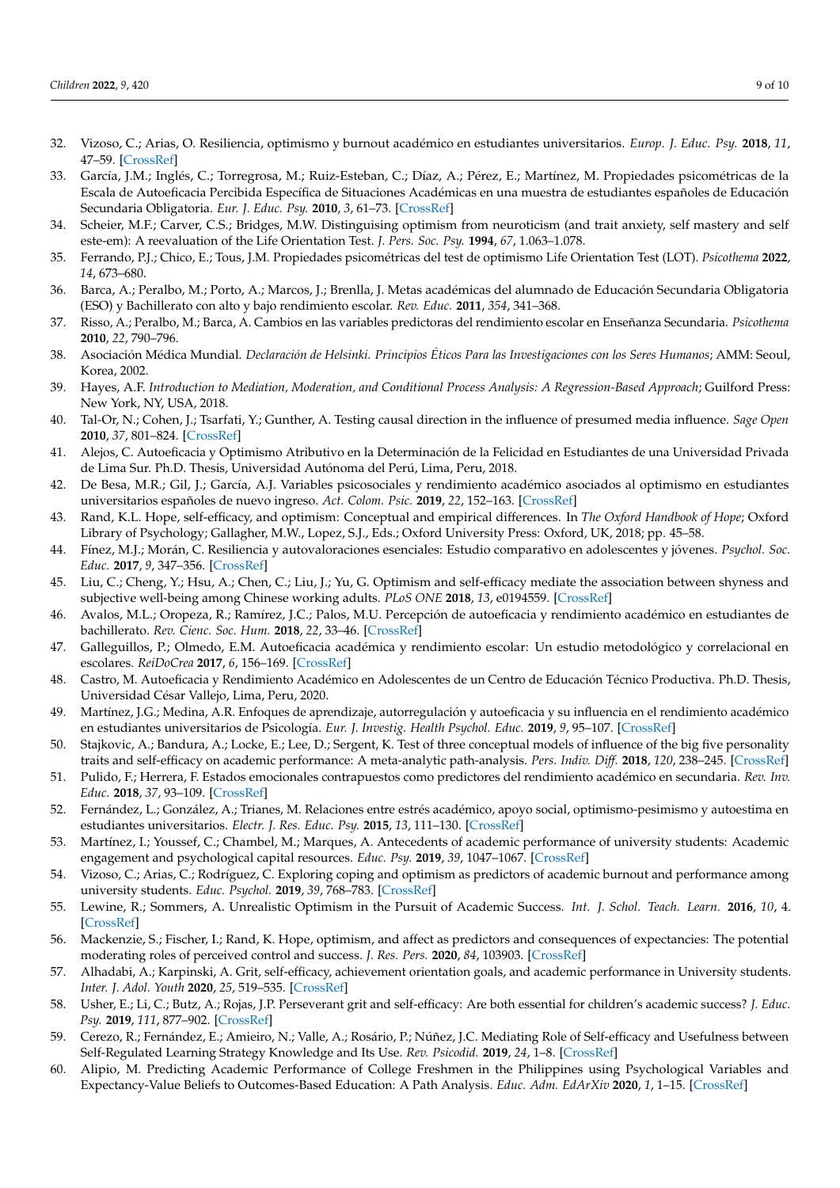32. Vizoso, C.; Arias, O. Resiliencia, optimismo y burnout académico en estudiantes universitarios. *Europ. J. Educ. Psy.* **2018**, *11*, 47–59. [CrossRef]
33. García, J.M.; Inglés, C.; Torregrosa, M.; Ruiz-Esteban, C.; Díaz, A.; Pérez, E.; Martínez, M. Propiedades psicométricas de la Escala de Autoeficacia Percibida Específica de Situaciones Académicas en una muestra de estudiantes españoles de Educación Secundaria Obligatoria. *Eur. J. Educ. Psy.* **2010**, *3*, 61–73. [CrossRef]
34. Scheier, M.F.; Carver, C.S.; Bridges, M.W. Distinguishing optimism from neuroticism (and trait anxiety, self mastery and self este-em): A reevaluation of the Life Orientation Test. *J. Pers. Soc. Psy.* **1994**, *67*, 1.063–1.078.
35. Ferrando, P.J.; Chico, E.; Tous, J.M. Propiedades psicométricas del test de optimismo Life Orientation Test (LOT). *Psicothema* **2022**, *14*, 673–680.
36. Barca, A.; Peralbo, M.; Porto, A.; Marcos, J.; Brenlla, J. Metas académicas del alumnado de Educación Secundaria Obligatoria (ESO) y Bachillerato con alto y bajo rendimiento escolar. *Rev. Educ.* **2011**, *354*, 341–368.
37. Risso, A.; Peralbo, M.; Barca, A. Cambios en las variables predictoras del rendimiento escolar en Enseñanza Secundaria. *Psicothema* **2010**, *22*, 790–796.
38. Asociación Médica Mundial. *Declaración de Helsinki. Principios Éticos Para las Investigaciones con los Seres Humanos*; AMM: Seoul, Korea, 2002.
39. Hayes, A.F. *Introduction to Mediation, Moderation, and Conditional Process Analysis: A Regression-Based Approach*; Guilford Press: New York, NY, USA, 2018.
40. Tal-Or, N.; Cohen, J.; Tsarfati, Y.; Gunther, A. Testing causal direction in the influence of presumed media influence. *Sage Open* **2010**, *37*, 801–824. [CrossRef]
41. Alejos, C. Autoeficacia y Optimismo Atributivo en la Determinación de la Felicidad en Estudiantes de una Universidad Privada de Lima Sur. Ph.D. Thesis, Universidad Autónoma del Perú, Lima, Peru, 2018.
42. De Besa, M.R.; Gil, J.; García, A.J. Variables psicosociales y rendimiento académico asociados al optimismo en estudiantes universitarios españoles de nuevo ingreso. *Act. Colom. Psic.* **2019**, *22*, 152–163. [CrossRef]
43. Rand, K.L. Hope, self-efficacy, and optimism: Conceptual and empirical differences. In *The Oxford Handbook of Hope*; Oxford Library of Psychology; Gallagher, M.W., Lopez, S.J., Eds.; Oxford University Press: Oxford, UK, 2018; pp. 45–58.
44. Fínez, M.J.; Morán, C. Resiliencia y autovaloraciones esenciales: Estudio comparativo en adolescentes y jóvenes. *Psychol. Soc. Educ.* **2017**, *9*, 347–356. [CrossRef]
45. Liu, C.; Cheng, Y.; Hsu, A.; Chen, C.; Liu, J.; Yu, G. Optimism and self-efficacy mediate the association between shyness and subjective well-being among Chinese working adults. *PLoS ONE* **2018**, *13*, e0194559. [CrossRef]
46. Avalos, M.L.; Oropeza, R.; Ramírez, J.C.; Palos, M.U. Percepción de autoeficacia y rendimiento académico en estudiantes de bachillerato. *Rev. Cienc. Soc. Hum.* **2018**, *22*, 33–46. [CrossRef]
47. Galleguillos, P.; Olmedo, E.M. Autoeficacia académica y rendimiento escolar: Un estudio metodológico y correlacional en escolares. *ReiDoCrea* **2017**, *6*, 156–169. [CrossRef]
48. Castro, M. Autoeficacia y Rendimiento Académico en Adolescentes de un Centro de Educación Técnico Productiva. Ph.D. Thesis, Universidad César Vallejo, Lima, Peru, 2020.
49. Martínez, J.G.; Medina, A.R. Enfoques de aprendizaje, autorregulación y autoeficacia y su influencia en el rendimiento académico en estudiantes universitarios de Psicología. *Eur. J. Investig. Health Psychol. Educ.* **2019**, *9*, 95–107. [CrossRef]
50. Stajkovic, A.; Bandura, A.; Locke, E.; Lee, D.; Sergent, K. Test of three conceptual models of influence of the big five personality traits and self-efficacy on academic performance: A meta-analytic path-analysis. *Pers. Indiv. Diff.* **2018**, *120*, 238–245. [CrossRef]
51. Pulido, F.; Herrera, F. Estados emocionales contrapuestos como predictores del rendimiento académico en secundaria. *Rev. Inv. Educ.* **2018**, *37*, 93–109. [CrossRef]
52. Fernández, L.; González, A.; Trianes, M. Relaciones entre estrés académico, apoyo social, optimismo-pesimismo y autoestima en estudiantes universitarios. *Electr. J. Res. Educ. Psy.* **2015**, *13*, 111–130. [CrossRef]
53. Martínez, I.; Youssef, C.; Chambel, M.; Marques, A. Antecedents of academic performance of university students: Academic engagement and psychological capital resources. *Educ. Psy.* **2019**, *39*, 1047–1067. [CrossRef]
54. Vizoso, C.; Arias, C.; Rodríguez, C. Exploring coping and optimism as predictors of academic burnout and performance among university students. *Educ. Psychol.* **2019**, *39*, 768–783. [CrossRef]
55. Lewine, R.; Sommers, A. Unrealistic Optimism in the Pursuit of Academic Success. *Int. J. Schol. Teach. Learn.* **2016**, *10*, 4. [CrossRef]
56. Mackenzie, S.; Fischer, I.; Rand, K. Hope, optimism, and affect as predictors and consequences of expectancies: The potential moderating roles of perceived control and success. *J. Res. Pers.* **2020**, *84*, 103903. [CrossRef]
57. Alhadabi, A.; Karpinski, A. Grit, self-efficacy, achievement orientation goals, and academic performance in University students. *Inter. J. Adol. Youth* **2020**, *25*, 519–535. [CrossRef]
58. Usher, E.; Li, C.; Butz, A.; Rojas, J.P. Perseverant grit and self-efficacy: Are both essential for children's academic success? *J. Educ. Psy.* **2019**, *111*, 877–902. [CrossRef]
59. Cerezo, R.; Fernández, E.; Amieiro, N.; Valle, A.; Rosário, P.; Núñez, J.C. Mediating Role of Self-efficacy and Usefulness between Self-Regulated Learning Strategy Knowledge and Its Use. *Rev. Psicodid.* **2019**, *24*, 1–8. [CrossRef]
60. Alipio, M. Predicting Academic Performance of College Freshmen in the Philippines using Psychological Variables and Expectancy-Value Beliefs to Outcomes-Based Education: A Path Analysis. *Educ. Adm. EdArXiv* **2020**, *1*, 1–15. [CrossRef]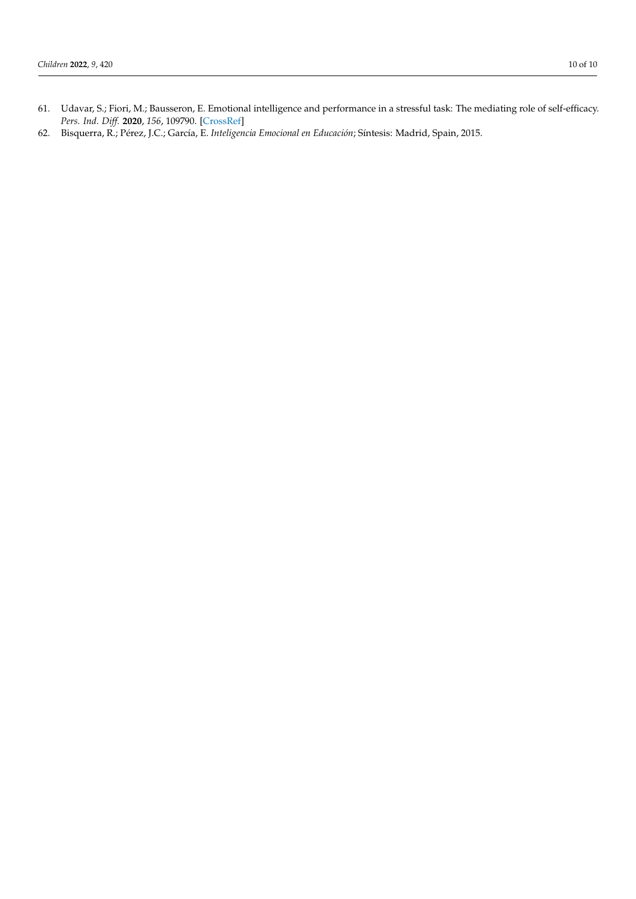61. Udavar, S.; Fiori, M.; Bausseron, E. Emotional intelligence and performance in a stressful task: The mediating role of self-efficacy. *Pers. Ind. Diff.* **2020**, *156*, 109790. [CrossRef]
62. Bisquerra, R.; Pérez, J.C.; García, E. *Inteligencia Emocional en Educación*; Síntesis: Madrid, Spain, 2015.